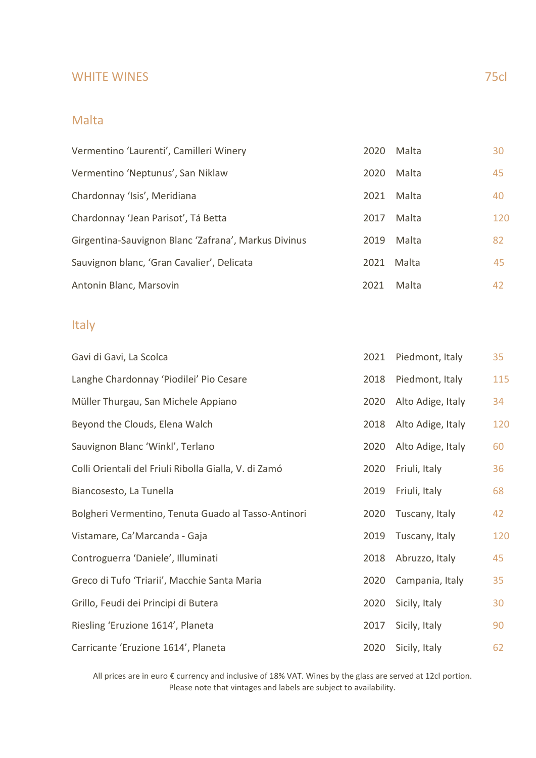# WHITE WINES

75cl

## Malta

| Wine | Vintage | Region | Price |
|---|---|---|---|
| Vermentino 'Laurenti', Camilleri Winery | 2020 | Malta | 30 |
| Vermentino 'Neptunus', San Niklaw | 2020 | Malta | 45 |
| Chardonnay 'Isis', Meridiana | 2021 | Malta | 40 |
| Chardonnay 'Jean Parisot', Tá Betta | 2017 | Malta | 120 |
| Girgentina-Sauvignon Blanc 'Zafrana', Markus Divinus | 2019 | Malta | 82 |
| Sauvignon blanc, 'Gran Cavalier', Delicata | 2021 | Malta | 45 |
| Antonin Blanc, Marsovin | 2021 | Malta | 42 |

## Italy

| Wine | Vintage | Region | Price |
|---|---|---|---|
| Gavi di Gavi, La Scolca | 2021 | Piedmont, Italy | 35 |
| Langhe Chardonnay 'Piodilei' Pio Cesare | 2018 | Piedmont, Italy | 115 |
| Müller Thurgau, San Michele Appiano | 2020 | Alto Adige, Italy | 34 |
| Beyond the Clouds, Elena Walch | 2018 | Alto Adige, Italy | 120 |
| Sauvignon Blanc 'Winkl', Terlano | 2020 | Alto Adige, Italy | 60 |
| Colli Orientali del Friuli Ribolla Gialla, V. di Zamó | 2020 | Friuli, Italy | 36 |
| Biancosesto, La Tunella | 2019 | Friuli, Italy | 68 |
| Bolgheri Vermentino, Tenuta Guado al Tasso-Antinori | 2020 | Tuscany, Italy | 42 |
| Vistamare, Ca'Marcanda - Gaja | 2019 | Tuscany, Italy | 120 |
| Controguerra 'Daniele', Illuminati | 2018 | Abruzzo, Italy | 45 |
| Greco di Tufo 'Triarii', Macchie Santa Maria | 2020 | Campania, Italy | 35 |
| Grillo, Feudi dei Principi di Butera | 2020 | Sicily, Italy | 30 |
| Riesling 'Eruzione 1614', Planeta | 2017 | Sicily, Italy | 90 |
| Carricante 'Eruzione 1614', Planeta | 2020 | Sicily, Italy | 62 |

All prices are in euro € currency and inclusive of 18% VAT. Wines by the glass are served at 12cl portion.
Please note that vintages and labels are subject to availability.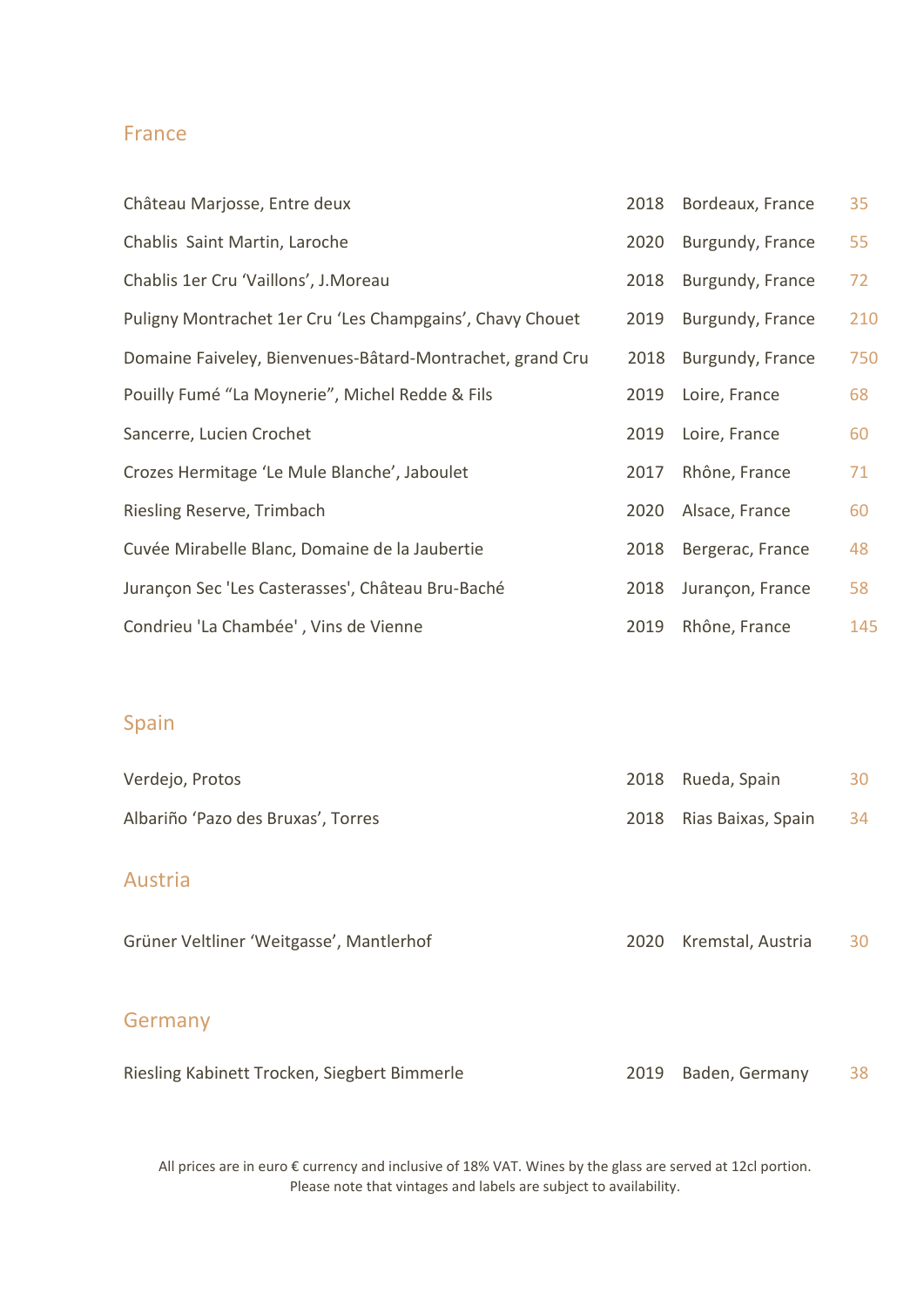## France

| Wine | Vintage | Region | Price |
|---|---|---|---|
| Château Marjosse, Entre deux | 2018 | Bordeaux, France | 35 |
| Chablis  Saint Martin, Laroche | 2020 | Burgundy, France | 55 |
| Chablis 1er Cru ‘Vaillons’, J.Moreau | 2018 | Burgundy, France | 72 |
| Puligny Montrachet 1er Cru ‘Les Champgains’, Chavy Chouet | 2019 | Burgundy, France | 210 |
| Domaine Faiveley, Bienvenues-Bâtard-Montrachet, grand Cru | 2018 | Burgundy, France | 750 |
| Pouilly Fumé “La Moynerie”, Michel Redde & Fils | 2019 | Loire, France | 68 |
| Sancerre, Lucien Crochet | 2019 | Loire, France | 60 |
| Crozes Hermitage ‘Le Mule Blanche’, Jaboulet | 2017 | Rhône, France | 71 |
| Riesling Reserve, Trimbach | 2020 | Alsace, France | 60 |
| Cuvée Mirabelle Blanc, Domaine de la Jaubertie | 2018 | Bergerac, France | 48 |
| Jurançon Sec 'Les Casterasses', Château Bru-Baché | 2018 | Jurançon, France | 58 |
| Condrieu 'La Chambée' , Vins de Vienne | 2019 | Rhône, France | 145 |

## Spain

| Wine | Vintage | Region | Price |
|---|---|---|---|
| Verdejo, Protos | 2018 | Rueda, Spain | 30 |
| Albariño ‘Pazo des Bruxas’, Torres | 2018 | Rias Baixas, Spain | 34 |

## Austria

| Wine | Vintage | Region | Price |
|---|---|---|---|
| Grüner Veltliner ‘Weitgasse’, Mantlerhof | 2020 | Kremstal, Austria | 30 |

## Germany

| Wine | Vintage | Region | Price |
|---|---|---|---|
| Riesling Kabinett Trocken, Siegbert Bimmerle | 2019 | Baden, Germany | 38 |

All prices are in euro € currency and inclusive of 18% VAT. Wines by the glass are served at 12cl portion.
Please note that vintages and labels are subject to availability.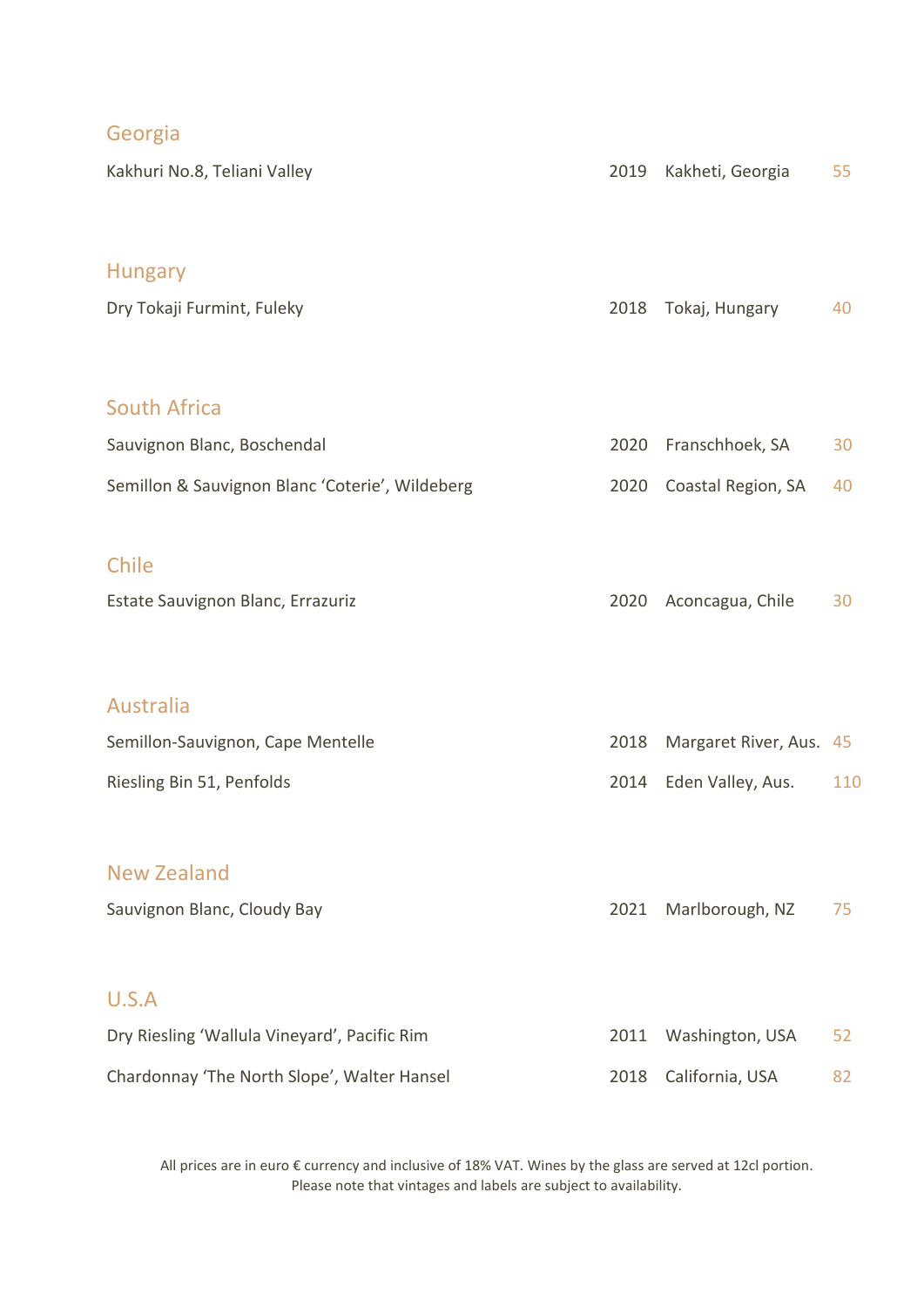## Georgia

| | | | |
|---|---|---|---|
| Kakhuri No.8, Teliani Valley | 2019 | Kakheti, Georgia | 55 |

## Hungary

| | | | |
|---|---|---|---|
| Dry Tokaji Furmint, Fuleky | 2018 | Tokaj, Hungary | 40 |

## South Africa

| | | | |
|---|---|---|---|
| Sauvignon Blanc, Boschendal | 2020 | Franschhoek, SA | 30 |
| Semillon & Sauvignon Blanc 'Coterie', Wildeberg | 2020 | Coastal Region, SA | 40 |

## Chile

| | | | |
|---|---|---|---|
| Estate Sauvignon Blanc, Errazuriz | 2020 | Aconcagua, Chile | 30 |

## Australia

| | | | |
|---|---|---|---|
| Semillon-Sauvignon, Cape Mentelle | 2018 | Margaret River, Aus. | 45 |
| Riesling Bin 51, Penfolds | 2014 | Eden Valley, Aus. | 110 |

## New Zealand

| | | | |
|---|---|---|---|
| Sauvignon Blanc, Cloudy Bay | 2021 | Marlborough, NZ | 75 |

## U.S.A

| | | | |
|---|---|---|---|
| Dry Riesling 'Wallula Vineyard', Pacific Rim | 2011 | Washington, USA | 52 |
| Chardonnay 'The North Slope', Walter Hansel | 2018 | California, USA | 82 |

All prices are in euro € currency and inclusive of 18% VAT. Wines by the glass are served at 12cl portion. Please note that vintages and labels are subject to availability.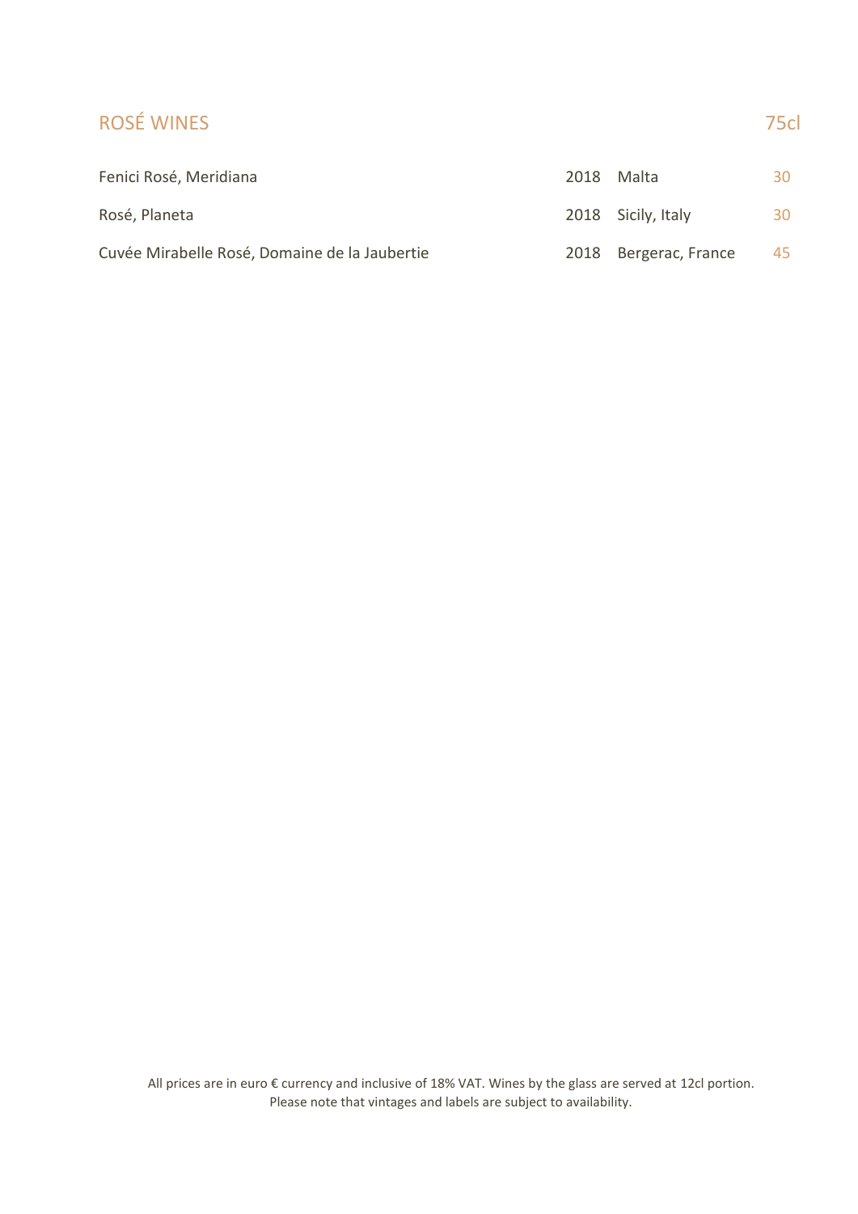## ROSÉ WINES

| | | | 75cl |
|---|---|---|---|
| Fenici Rosé, Meridiana | 2018 | Malta | 30 |
| Rosé, Planeta | 2018 | Sicily, Italy | 30 |
| Cuvée Mirabelle Rosé, Domaine de la Jaubertie | 2018 | Bergerac, France | 45 |

All prices are in euro € currency and inclusive of 18% VAT. Wines by the glass are served at 12cl portion.
Please note that vintages and labels are subject to availability.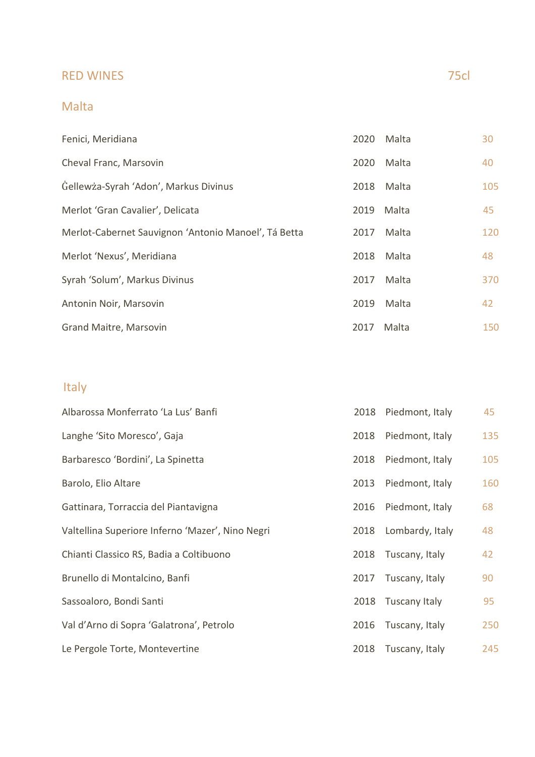## RED WINES

75cl

### Malta

| Wine | Vintage | Region | Price |
|---|---|---|---|
| Fenici, Meridiana | 2020 | Malta | 30 |
| Cheval Franc, Marsovin | 2020 | Malta | 40 |
| Ġellewża-Syrah 'Adon', Markus Divinus | 2018 | Malta | 105 |
| Merlot 'Gran Cavalier', Delicata | 2019 | Malta | 45 |
| Merlot-Cabernet Sauvignon 'Antonio Manoel', Tá Betta | 2017 | Malta | 120 |
| Merlot 'Nexus', Meridiana | 2018 | Malta | 48 |
| Syrah 'Solum', Markus Divinus | 2017 | Malta | 370 |
| Antonin Noir, Marsovin | 2019 | Malta | 42 |
| Grand Maitre, Marsovin | 2017 | Malta | 150 |

### Italy

| Wine | Vintage | Region | Price |
|---|---|---|---|
| Albarossa Monferrato 'La Lus' Banfi | 2018 | Piedmont, Italy | 45 |
| Langhe 'Sito Moresco', Gaja | 2018 | Piedmont, Italy | 135 |
| Barbaresco 'Bordini', La Spinetta | 2018 | Piedmont, Italy | 105 |
| Barolo, Elio Altare | 2013 | Piedmont, Italy | 160 |
| Gattinara, Torraccia del Piantavigna | 2016 | Piedmont, Italy | 68 |
| Valtellina Superiore Inferno 'Mazer', Nino Negri | 2018 | Lombardy, Italy | 48 |
| Chianti Classico RS, Badia a Coltibuono | 2018 | Tuscany, Italy | 42 |
| Brunello di Montalcino, Banfi | 2017 | Tuscany, Italy | 90 |
| Sassoaloro, Bondi Santi | 2018 | Tuscany Italy | 95 |
| Val d'Arno di Sopra 'Galatrona', Petrolo | 2016 | Tuscany, Italy | 250 |
| Le Pergole Torte, Montevertine | 2018 | Tuscany, Italy | 245 |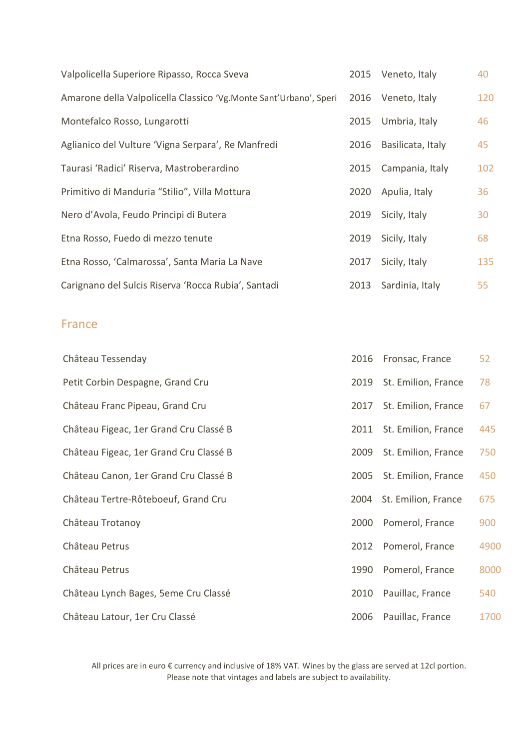| | | | |
|---|---|---|---|
| Valpolicella Superiore Ripasso, Rocca Sveva | 2015 | Veneto, Italy | 40 |
| Amarone della Valpolicella Classico 'Vg.Monte Sant'Urbano', Speri | 2016 | Veneto, Italy | 120 |
| Montefalco Rosso, Lungarotti | 2015 | Umbria, Italy | 46 |
| Aglianico del Vulture 'Vigna Serpara', Re Manfredi | 2016 | Basilicata, Italy | 45 |
| Taurasi 'Radici' Riserva, Mastroberardino | 2015 | Campania, Italy | 102 |
| Primitivo di Manduria "Stilio", Villa Mottura | 2020 | Apulia, Italy | 36 |
| Nero d'Avola, Feudo Principi di Butera | 2019 | Sicily, Italy | 30 |
| Etna Rosso, Fuedo di mezzo tenute | 2019 | Sicily, Italy | 68 |
| Etna Rosso, 'Calmarossa', Santa Maria La Nave | 2017 | Sicily, Italy | 135 |
| Carignano del Sulcis Riserva 'Rocca Rubia', Santadi | 2013 | Sardinia, Italy | 55 |

## France

| | | | |
|---|---|---|---|
| Château Tessenday | 2016 | Fronsac, France | 52 |
| Petit Corbin Despagne, Grand Cru | 2019 | St. Emilion, France | 78 |
| Château Franc Pipeau, Grand Cru | 2017 | St. Emilion, France | 67 |
| Château Figeac, 1er Grand Cru Classé B | 2011 | St. Emilion, France | 445 |
| Château Figeac, 1er Grand Cru Classé B | 2009 | St. Emilion, France | 750 |
| Château Canon, 1er Grand Cru Classé B | 2005 | St. Emilion, France | 450 |
| Château Tertre-Rôteboeuf, Grand Cru | 2004 | St. Emilion, France | 675 |
| Château Trotanoy | 2000 | Pomerol, France | 900 |
| Château Petrus | 2012 | Pomerol, France | 4900 |
| Château Petrus | 1990 | Pomerol, France | 8000 |
| Château Lynch Bages, 5eme Cru Classé | 2010 | Pauillac, France | 540 |
| Château Latour, 1er Cru Classé | 2006 | Pauillac, France | 1700 |

All prices are in euro € currency and inclusive of 18% VAT. Wines by the glass are served at 12cl portion.
Please note that vintages and labels are subject to availability.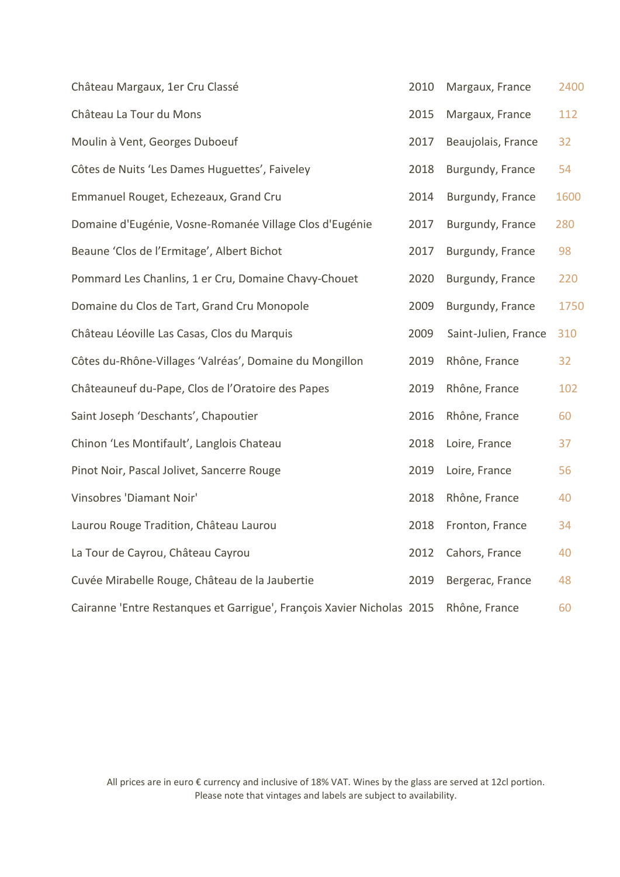| | | | |
|---|---|---|---|
| Château Margaux, 1er Cru Classé | 2010 | Margaux, France | 2400 |
| Château La Tour du Mons | 2015 | Margaux, France | 112 |
| Moulin à Vent, Georges Duboeuf | 2017 | Beaujolais, France | 32 |
| Côtes de Nuits 'Les Dames Huguettes', Faiveley | 2018 | Burgundy, France | 54 |
| Emmanuel Rouget, Echezeaux, Grand Cru | 2014 | Burgundy, France | 1600 |
| Domaine d'Eugénie, Vosne-Romanée Village Clos d'Eugénie | 2017 | Burgundy, France | 280 |
| Beaune 'Clos de l'Ermitage', Albert Bichot | 2017 | Burgundy, France | 98 |
| Pommard Les Chanlins, 1 er Cru, Domaine Chavy-Chouet | 2020 | Burgundy, France | 220 |
| Domaine du Clos de Tart, Grand Cru Monopole | 2009 | Burgundy, France | 1750 |
| Château Léoville Las Casas, Clos du Marquis | 2009 | Saint-Julien, France | 310 |
| Côtes du-Rhône-Villages 'Valréas', Domaine du Mongillon | 2019 | Rhône, France | 32 |
| Châteauneuf du-Pape, Clos de l'Oratoire des Papes | 2019 | Rhône, France | 102 |
| Saint Joseph 'Deschants', Chapoutier | 2016 | Rhône, France | 60 |
| Chinon 'Les Montifault', Langlois Chateau | 2018 | Loire, France | 37 |
| Pinot Noir, Pascal Jolivet, Sancerre Rouge | 2019 | Loire, France | 56 |
| Vinsobres 'Diamant Noir' | 2018 | Rhône, France | 40 |
| Laurou Rouge Tradition, Château Laurou | 2018 | Fronton, France | 34 |
| La Tour de Cayrou, Château Cayrou | 2012 | Cahors, France | 40 |
| Cuvée Mirabelle Rouge, Château de la Jaubertie | 2019 | Bergerac, France | 48 |
| Cairanne 'Entre Restanques et Garrigue', François Xavier Nicholas | 2015 | Rhône, France | 60 |

All prices are in euro € currency and inclusive of 18% VAT. Wines by the glass are served at 12cl portion.
Please note that vintages and labels are subject to availability.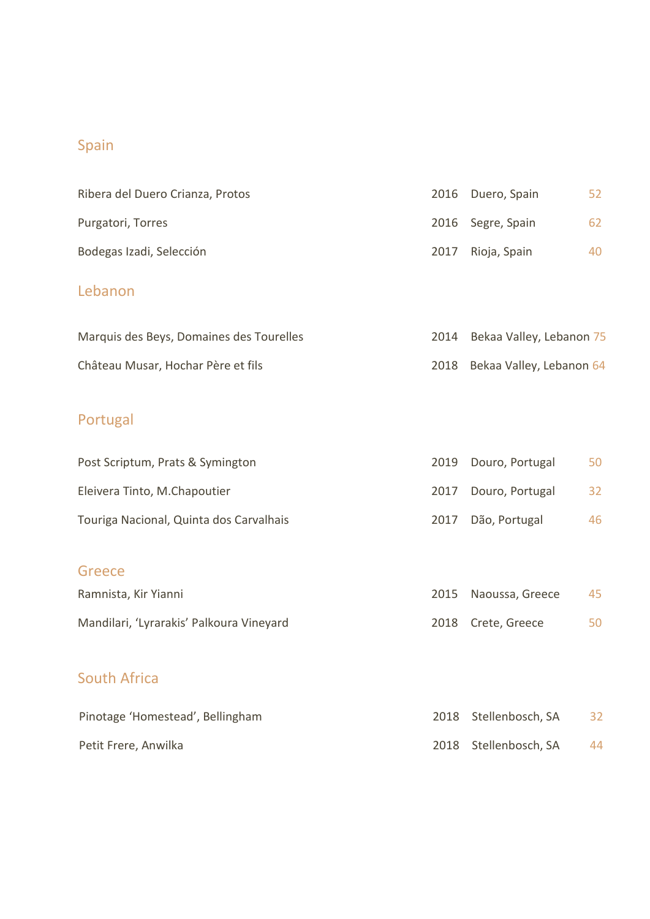## Spain

| | | | |
|---|---|---|---|
| Ribera del Duero Crianza, Protos | 2016 | Duero, Spain | 52 |
| Purgatori, Torres | 2016 | Segre, Spain | 62 |
| Bodegas Izadi, Selección | 2017 | Rioja, Spain | 40 |

## Lebanon

| | | | |
|---|---|---|---|
| Marquis des Beys, Domaines des Tourelles | 2014 | Bekaa Valley, Lebanon | 75 |
| Château Musar, Hochar Père et fils | 2018 | Bekaa Valley, Lebanon | 64 |

## Portugal

| | | | |
|---|---|---|---|
| Post Scriptum, Prats & Symington | 2019 | Douro, Portugal | 50 |
| Eleivera Tinto, M.Chapoutier | 2017 | Douro, Portugal | 32 |
| Touriga Nacional, Quinta dos Carvalhais | 2017 | Dão, Portugal | 46 |

## Greece

| | | | |
|---|---|---|---|
| Ramnista, Kir Yianni | 2015 | Naoussa, Greece | 45 |
| Mandilari, 'Lyrarakis' Palkoura Vineyard | 2018 | Crete, Greece | 50 |

## South Africa

| | | | |
|---|---|---|---|
| Pinotage 'Homestead', Bellingham | 2018 | Stellenbosch, SA | 32 |
| Petit Frere, Anwilka | 2018 | Stellenbosch, SA | 44 |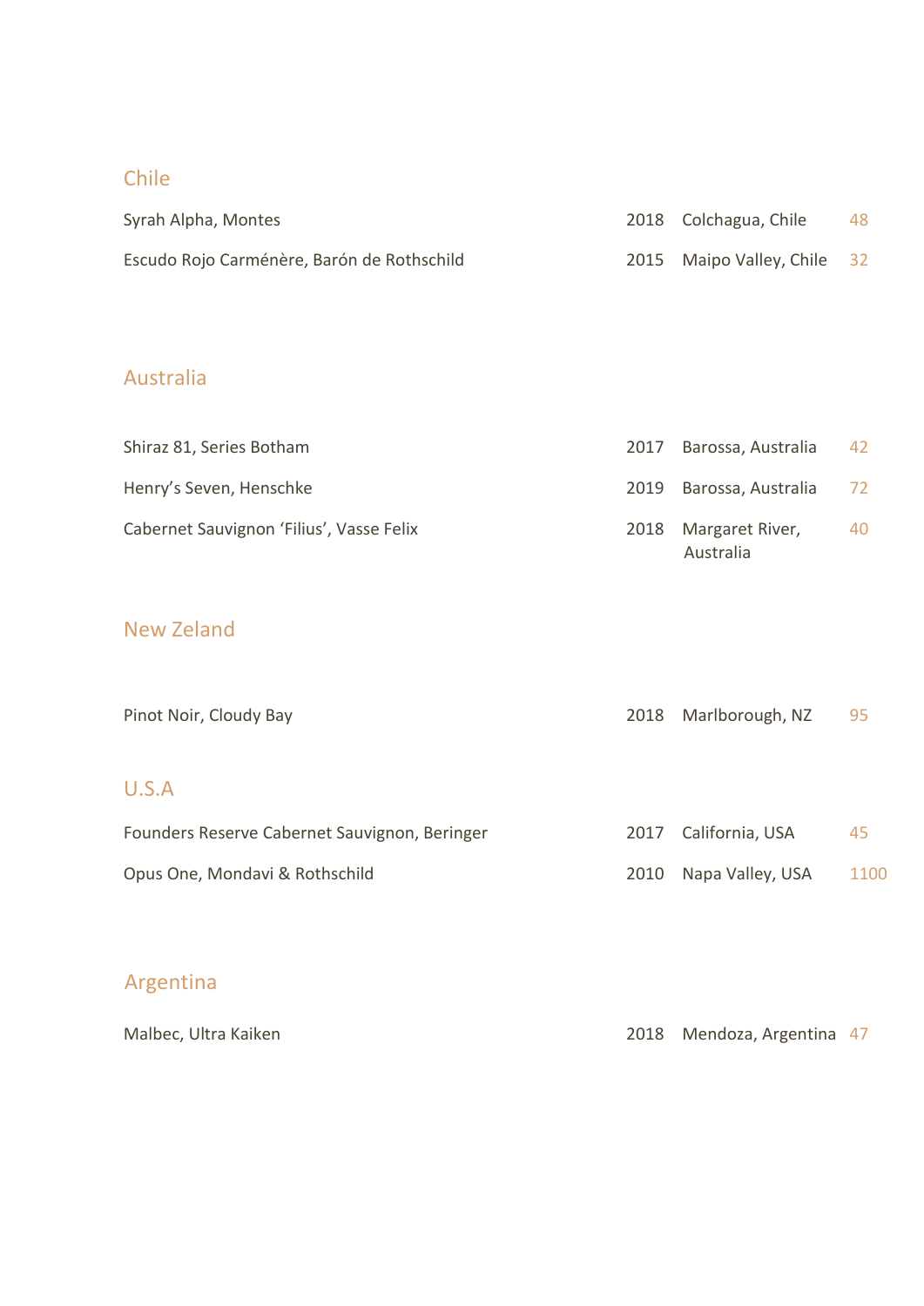## Chile

| | | | |
|---|---|---|---|
| Syrah Alpha, Montes | 2018 | Colchagua, Chile | 48 |
| Escudo Rojo Carménère, Barón de Rothschild | 2015 | Maipo Valley, Chile | 32 |

## Australia

| | | | |
|---|---|---|---|
| Shiraz 81, Series Botham | 2017 | Barossa, Australia | 42 |
| Henry's Seven, Henschke | 2019 | Barossa, Australia | 72 |
| Cabernet Sauvignon 'Filius', Vasse Felix | 2018 | Margaret River, Australia | 40 |

## New Zeland

| | | | |
|---|---|---|---|
| Pinot Noir, Cloudy Bay | 2018 | Marlborough, NZ | 95 |

## U.S.A

| | | | |
|---|---|---|---|
| Founders Reserve Cabernet Sauvignon, Beringer | 2017 | California, USA | 45 |
| Opus One, Mondavi & Rothschild | 2010 | Napa Valley, USA | 1100 |

## Argentina

| | | | |
|---|---|---|---|
| Malbec, Ultra Kaiken | 2018 | Mendoza, Argentina | 47 |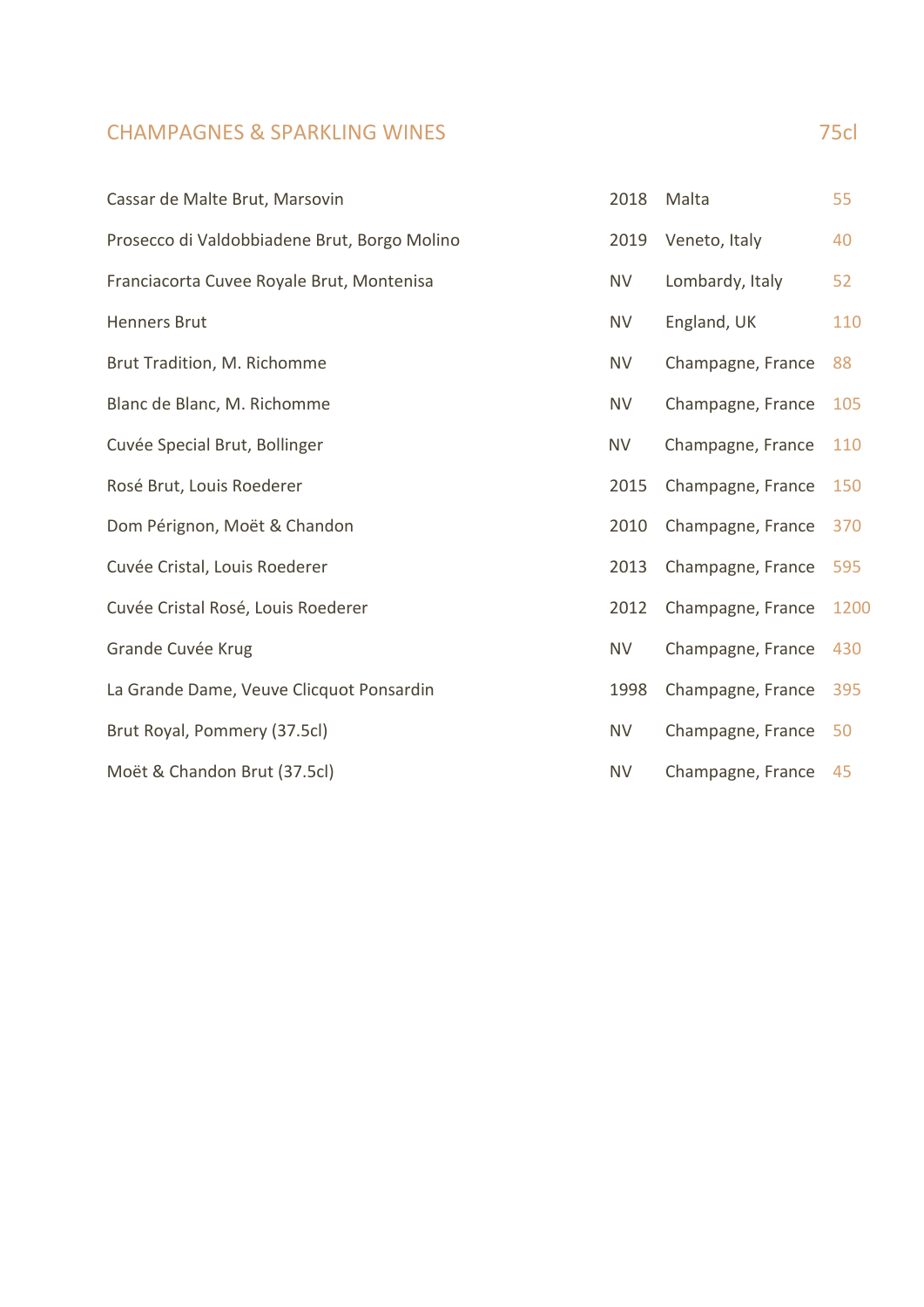## CHAMPAGNES & SPARKLING WINES

| | | | 75cl |
|---|---|---|---|
| Cassar de Malte Brut, Marsovin | 2018 | Malta | 55 |
| Prosecco di Valdobbiadene Brut, Borgo Molino | 2019 | Veneto, Italy | 40 |
| Franciacorta Cuvee Royale Brut, Montenisa | NV | Lombardy, Italy | 52 |
| Henners Brut | NV | England, UK | 110 |
| Brut Tradition, M. Richomme | NV | Champagne, France | 88 |
| Blanc de Blanc, M. Richomme | NV | Champagne, France | 105 |
| Cuvée Special Brut, Bollinger | NV | Champagne, France | 110 |
| Rosé Brut, Louis Roederer | 2015 | Champagne, France | 150 |
| Dom Pérignon, Moët & Chandon | 2010 | Champagne, France | 370 |
| Cuvée Cristal, Louis Roederer | 2013 | Champagne, France | 595 |
| Cuvée Cristal Rosé, Louis Roederer | 2012 | Champagne, France | 1200 |
| Grande Cuvée Krug | NV | Champagne, France | 430 |
| La Grande Dame, Veuve Clicquot Ponsardin | 1998 | Champagne, France | 395 |
| Brut Royal, Pommery (37.5cl) | NV | Champagne, France | 50 |
| Moët & Chandon Brut (37.5cl) | NV | Champagne, France | 45 |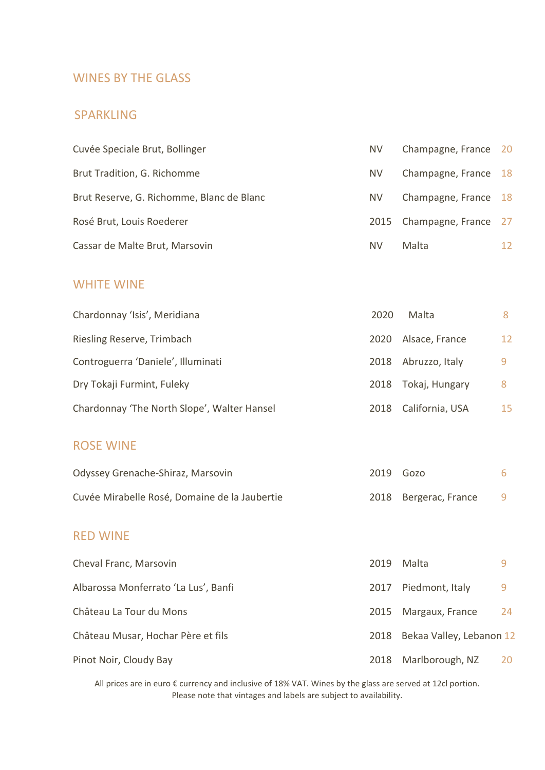# WINES BY THE GLASS

## SPARKLING

| | | | |
|---|---|---|---|
| Cuvée Speciale Brut, Bollinger | NV | Champagne, France | 20 |
| Brut Tradition, G. Richomme | NV | Champagne, France | 18 |
| Brut Reserve, G. Richomme, Blanc de Blanc | NV | Champagne, France | 18 |
| Rosé Brut, Louis Roederer | 2015 | Champagne, France | 27 |
| Cassar de Malte Brut, Marsovin | NV | Malta | 12 |

## WHITE WINE

| | | | |
|---|---|---|---|
| Chardonnay 'Isis', Meridiana | 2020 | Malta | 8 |
| Riesling Reserve, Trimbach | 2020 | Alsace, France | 12 |
| Controguerra 'Daniele', Illuminati | 2018 | Abruzzo, Italy | 9 |
| Dry Tokaji Furmint, Fuleky | 2018 | Tokaj, Hungary | 8 |
| Chardonnay 'The North Slope', Walter Hansel | 2018 | California, USA | 15 |

## ROSE WINE

| | | | |
|---|---|---|---|
| Odyssey Grenache-Shiraz, Marsovin | 2019 | Gozo | 6 |
| Cuvée Mirabelle Rosé, Domaine de la Jaubertie | 2018 | Bergerac, France | 9 |

## RED WINE

| | | | |
|---|---|---|---|
| Cheval Franc, Marsovin | 2019 | Malta | 9 |
| Albarossa Monferrato 'La Lus', Banfi | 2017 | Piedmont, Italy | 9 |
| Château La Tour du Mons | 2015 | Margaux, France | 24 |
| Château Musar, Hochar Père et fils | 2018 | Bekaa Valley, Lebanon | 12 |
| Pinot Noir, Cloudy Bay | 2018 | Marlborough, NZ | 20 |

All prices are in euro € currency and inclusive of 18% VAT. Wines by the glass are served at 12cl portion.
Please note that vintages and labels are subject to availability.